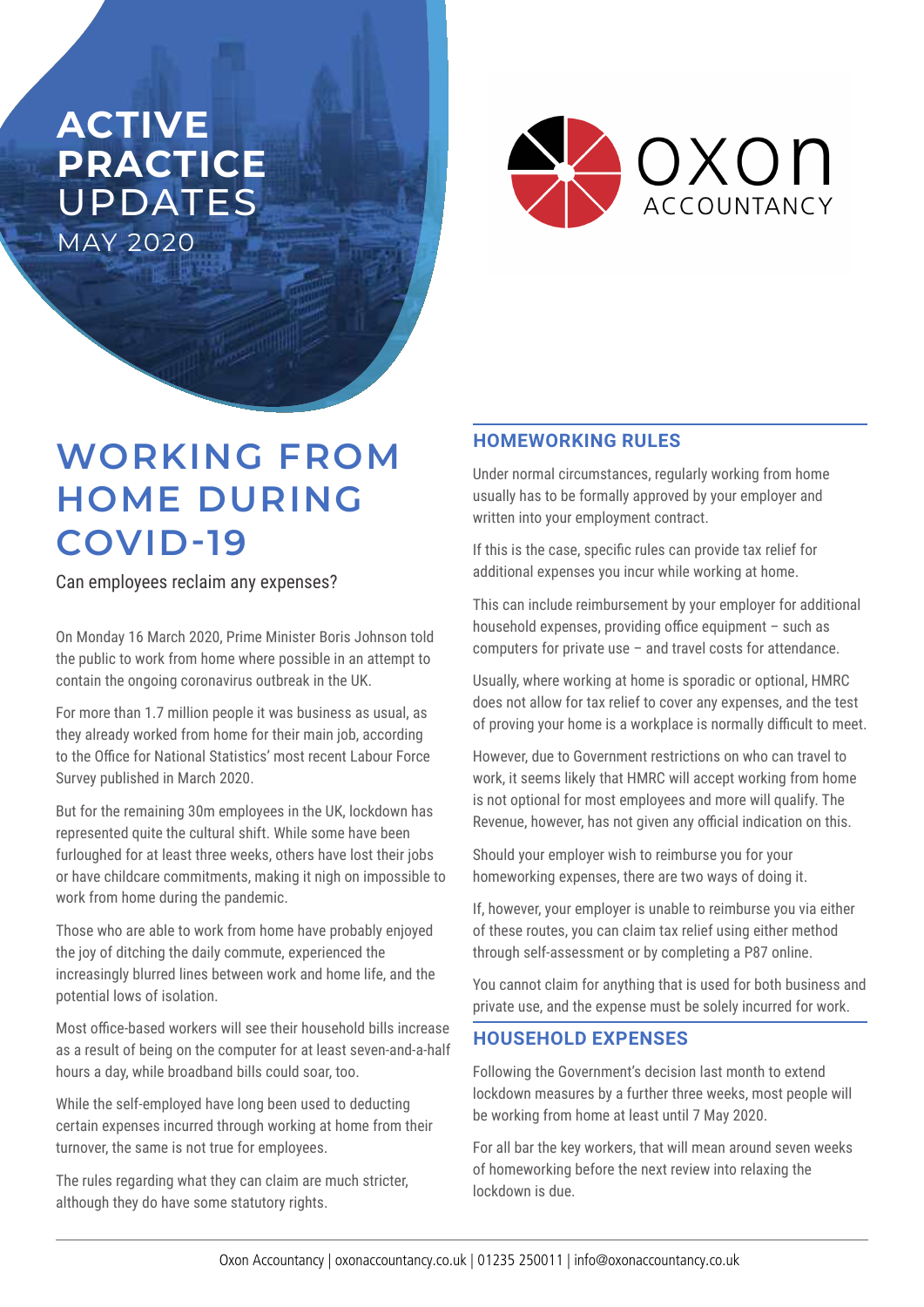ACTIVE PRACTICE UPDATES

MAY 2020

oxon ACCOUNTANCY

# WORKING FROM HOME DURING COVID-19

Can employees reclaim any expenses?

On Monday 16 March 2020, Prime Minister Boris Johnson told the public to work from home where possible in an attempt to contain the ongoing coronavirus outbreak in the UK.

For more than 1.7 million people it was business as usual, as they already worked from home for their main job, according to the Office for National Statistics' most recent Labour Force Survey published in March 2020.

But for the remaining 30m employees in the UK, lockdown has represented quite the cultural shift. While some have been furloughed for at least three weeks, others have lost their jobs or have childcare commitments, making it nigh on impossible to work from home during the pandemic.

Those who are able to work from home have probably enjoyed the joy of ditching the daily commute, experienced the increasingly blurred lines between work and home life, and the potential lows of isolation.

Most office-based workers will see their household bills increase as a result of being on the computer for at least seven-and-a-half hours a day, while broadband bills could soar, too.

While the self-employed have long been used to deducting certain expenses incurred through working at home from their turnover, the same is not true for employees.

The rules regarding what they can claim are much stricter, although they do have some statutory rights.

## HOMEWORKING RULES

Under normal circumstances, regularly working from home usually has to be formally approved by your employer and written into your employment contract.

If this is the case, specific rules can provide tax relief for additional expenses you incur while working at home.

This can include reimbursement by your employer for additional household expenses, providing office equipment – such as computers for private use – and travel costs for attendance.

Usually, where working at home is sporadic or optional, HMRC does not allow for tax relief to cover any expenses, and the test of proving your home is a workplace is normally difficult to meet.

However, due to Government restrictions on who can travel to work, it seems likely that HMRC will accept working from home is not optional for most employees and more will qualify. The Revenue, however, has not given any official indication on this.

Should your employer wish to reimburse you for your homeworking expenses, there are two ways of doing it.

If, however, your employer is unable to reimburse you via either of these routes, you can claim tax relief using either method through self-assessment or by completing a P87 online.

You cannot claim for anything that is used for both business and private use, and the expense must be solely incurred for work.

## HOUSEHOLD EXPENSES

Following the Government's decision last month to extend lockdown measures by a further three weeks, most people will be working from home at least until 7 May 2020.

For all bar the key workers, that will mean around seven weeks of homeworking before the next review into relaxing the lockdown is due.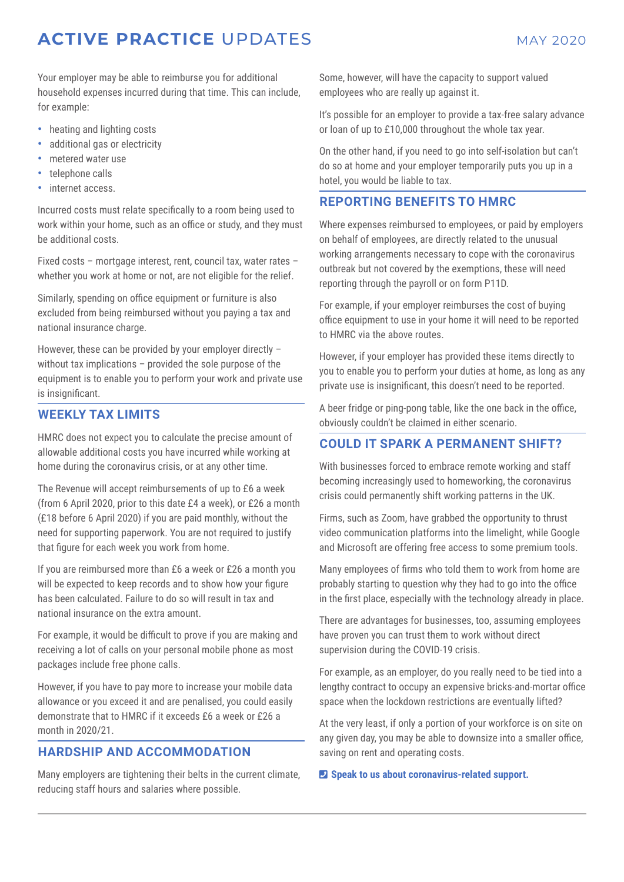Your employer may be able to reimburse you for additional household expenses incurred during that time. This can include, for example:

- heating and lighting costs
- additional gas or electricity
- metered water use
- telephone calls
- internet access.

Incurred costs must relate specifically to a room being used to work within your home, such as an office or study, and they must be additional costs.

Fixed costs – mortgage interest, rent, council tax, water rates – whether you work at home or not, are not eligible for the relief.

Similarly, spending on office equipment or furniture is also excluded from being reimbursed without you paying a tax and national insurance charge.

However, these can be provided by your employer directly – without tax implications – provided the sole purpose of the equipment is to enable you to perform your work and private use is insignificant.

## WEEKLY TAX LIMITS

HMRC does not expect you to calculate the precise amount of allowable additional costs you have incurred while working at home during the coronavirus crisis, or at any other time.

The Revenue will accept reimbursements of up to £6 a week (from 6 April 2020, prior to this date £4 a week), or £26 a month (£18 before 6 April 2020) if you are paid monthly, without the need for supporting paperwork. You are not required to justify that figure for each week you work from home.

If you are reimbursed more than £6 a week or £26 a month you will be expected to keep records and to show how your figure has been calculated. Failure to do so will result in tax and national insurance on the extra amount.

For example, it would be difficult to prove if you are making and receiving a lot of calls on your personal mobile phone as most packages include free phone calls.

However, if you have to pay more to increase your mobile data allowance or you exceed it and are penalised, you could easily demonstrate that to HMRC if it exceeds £6 a week or £26 a month in 2020/21.

## HARDSHIP AND ACCOMMODATION

Many employers are tightening their belts in the current climate, reducing staff hours and salaries where possible.

Some, however, will have the capacity to support valued employees who are really up against it.

It's possible for an employer to provide a tax-free salary advance or loan of up to £10,000 throughout the whole tax year.

On the other hand, if you need to go into self-isolation but can't do so at home and your employer temporarily puts you up in a hotel, you would be liable to tax.

## REPORTING BENEFITS TO HMRC

Where expenses reimbursed to employees, or paid by employers on behalf of employees, are directly related to the unusual working arrangements necessary to cope with the coronavirus outbreak but not covered by the exemptions, these will need reporting through the payroll or on form P11D.

For example, if your employer reimburses the cost of buying office equipment to use in your home it will need to be reported to HMRC via the above routes.

However, if your employer has provided these items directly to you to enable you to perform your duties at home, as long as any private use is insignificant, this doesn't need to be reported.

A beer fridge or ping-pong table, like the one back in the office, obviously couldn't be claimed in either scenario.

## COULD IT SPARK A PERMANENT SHIFT?

With businesses forced to embrace remote working and staff becoming increasingly used to homeworking, the coronavirus crisis could permanently shift working patterns in the UK.

Firms, such as Zoom, have grabbed the opportunity to thrust video communication platforms into the limelight, while Google and Microsoft are offering free access to some premium tools.

Many employees of firms who told them to work from home are probably starting to question why they had to go into the office in the first place, especially with the technology already in place.

There are advantages for businesses, too, assuming employees have proven you can trust them to work without direct supervision during the COVID-19 crisis.

For example, as an employer, do you really need to be tied into a lengthy contract to occupy an expensive bricks-and-mortar office space when the lockdown restrictions are eventually lifted?

At the very least, if only a portion of your workforce is on site on any given day, you may be able to downsize into a smaller office, saving on rent and operating costs.

**Speak to us about coronavirus-related support.**